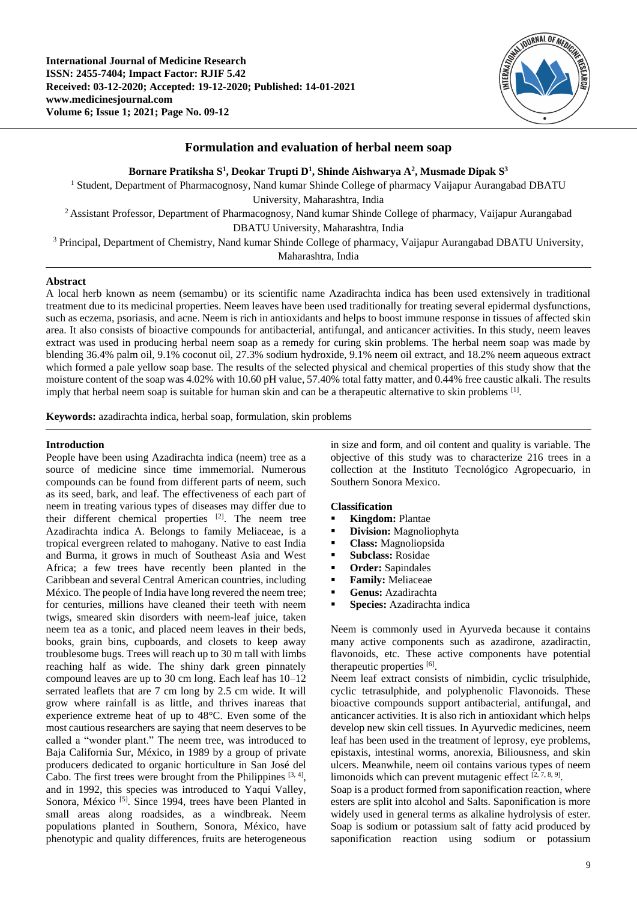# Formulation and evaluation of herbal neem soap

**Bornare Pratiksha S[1], Deokar Trupti D[1], Shinde Aishwarya A[2], Musmade Dipak S[3]**

[1] Student, Department of Pharmacognosy, Nand kumar Shinde College of pharmacy Vaijapur Aurangabad DBATU University, Maharashtra, India

[2] Assistant Professor, Department of Pharmacognosy, Nand kumar Shinde College of pharmacy, Vaijapur Aurangabad DBATU University, Maharashtra, India

[3] Principal, Department of Chemistry, Nand kumar Shinde College of pharmacy, Vaijapur Aurangabad DBATU University, Maharashtra, India

## Abstract

A local herb known as neem (semambu) or its scientific name Azadirachta indica has been used extensively in traditional treatment due to its medicinal properties. Neem leaves have been used traditionally for treating several epidermal dysfunctions, such as eczema, psoriasis, and acne. Neem is rich in antioxidants and helps to boost immune response in tissues of affected skin area. It also consists of bioactive compounds for antibacterial, antifungal, and anticancer activities. In this study, neem leaves extract was used in producing herbal neem soap as a remedy for curing skin problems. The herbal neem soap was made by blending 36.4% palm oil, 9.1% coconut oil, 27.3% sodium hydroxide, 9.1% neem oil extract, and 18.2% neem aqueous extract which formed a pale yellow soap base. The results of the selected physical and chemical properties of this study show that the moisture content of the soap was 4.02% with 10.60 pH value, 57.40% total fatty matter, and 0.44% free caustic alkali. The results imply that herbal neem soap is suitable for human skin and can be a therapeutic alternative to skin problems [1].

**Keywords:** azadirachta indica, herbal soap, formulation, skin problems

## Introduction

People have been using Azadirachta indica (neem) tree as a source of medicine since time immemorial. Numerous compounds can be found from different parts of neem, such as its seed, bark, and leaf. The effectiveness of each part of neem in treating various types of diseases may differ due to their different chemical properties [2]. The neem tree Azadirachta indica A. Belongs to family Meliaceae, is a tropical evergreen related to mahogany. Native to east India and Burma, it grows in much of Southeast Asia and West Africa; a few trees have recently been planted in the Caribbean and several Central American countries, including México. The people of India have long revered the neem tree; for centuries, millions have cleaned their teeth with neem twigs, smeared skin disorders with neem-leaf juice, taken neem tea as a tonic, and placed neem leaves in their beds, books, grain bins, cupboards, and closets to keep away troublesome bugs. Trees will reach up to 30 m tall with limbs reaching half as wide. The shiny dark green pinnately compound leaves are up to 30 cm long. Each leaf has 10–12 serrated leaflets that are 7 cm long by 2.5 cm wide. It will grow where rainfall is as little, and thrives inareas that experience extreme heat of up to 48°C. Even some of the most cautious researchers are saying that neem deserves to be called a "wonder plant." The neem tree, was introduced to Baja California Sur, México, in 1989 by a group of private producers dedicated to organic horticulture in San José del Cabo. The first trees were brought from the Philippines [3, 4], and in 1992, this species was introduced to Yaqui Valley, Sonora, México [5]. Since 1994, trees have been Planted in small areas along roadsides, as a windbreak. Neem populations planted in Southern, Sonora, México, have phenotypic and quality differences, fruits are heterogeneous in size and form, and oil content and quality is variable. The objective of this study was to characterize 216 trees in a collection at the Instituto Tecnológico Agropecuario, in Southern Sonora Mexico.

### Classification

- **Kingdom:** Plantae
- **Division:** Magnoliophyta
- **Class:** Magnoliopsida
- **Subclass:** Rosidae
- **Order:** Sapindales
- **Family:** Meliaceae
- **Genus:** Azadirachta
- **Species:** Azadirachta indica

Neem is commonly used in Ayurveda because it contains many active components such as azadirone, azadiractin, flavonoids, etc. These active components have potential therapeutic properties [6].

Neem leaf extract consists of nimbidin, cyclic trisulphide, cyclic tetrasulphide, and polyphenolic Flavonoids. These bioactive compounds support antibacterial, antifungal, and anticancer activities. It is also rich in antioxidant which helps develop new skin cell tissues. In Ayurvedic medicines, neem leaf has been used in the treatment of leprosy, eye problems, epistaxis, intestinal worms, anorexia, Biliousness, and skin ulcers. Meanwhile, neem oil contains various types of neem limonoids which can prevent mutagenic effect [2, 7, 8, 9].

Soap is a product formed from saponification reaction, where esters are split into alcohol and Salts. Saponification is more widely used in general terms as alkaline hydrolysis of ester. Soap is sodium or potassium salt of fatty acid produced by saponification reaction using sodium or potassium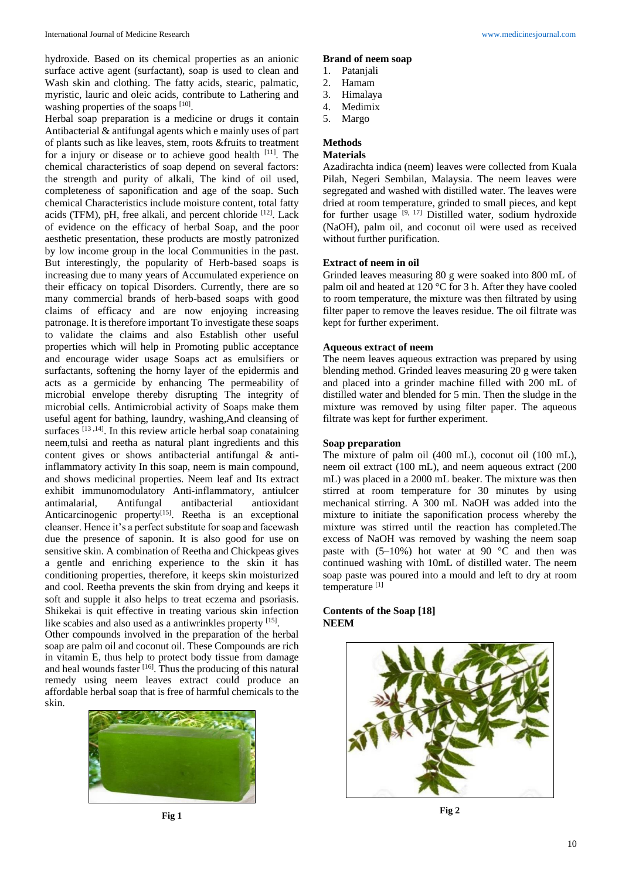hydroxide. Based on its chemical properties as an anionic surface active agent (surfactant), soap is used to clean and Wash skin and clothing. The fatty acids, stearic, palmatic, myristic, lauric and oleic acids, contribute to Lathering and washing properties of the soaps [10].

Herbal soap preparation is a medicine or drugs it contain Antibacterial & antifungal agents which e mainly uses of part of plants such as like leaves, stem, roots &fruits to treatment for a injury or disease or to achieve good health [11]. The chemical characteristics of soap depend on several factors: the strength and purity of alkali, The kind of oil used, completeness of saponification and age of the soap. Such chemical Characteristics include moisture content, total fatty acids (TFM), pH, free alkali, and percent chloride [12]. Lack of evidence on the efficacy of herbal Soap, and the poor aesthetic presentation, these products are mostly patronized by low income group in the local Communities in the past. But interestingly, the popularity of Herb-based soaps is increasing due to many years of Accumulated experience on their efficacy on topical Disorders. Currently, there are so many commercial brands of herb-based soaps with good claims of efficacy and are now enjoying increasing patronage. It is therefore important To investigate these soaps to validate the claims and also Establish other useful properties which will help in Promoting public acceptance and encourage wider usage Soaps act as emulsifiers or surfactants, softening the horny layer of the epidermis and acts as a germicide by enhancing The permeability of microbial envelope thereby disrupting The integrity of microbial cells. Antimicrobial activity of Soaps make them useful agent for bathing, laundry, washing,And cleansing of surfaces [13 ,14]. In this review article herbal soap conataining neem,tulsi and reetha as natural plant ingredients and this content gives or shows antibacterial antifungal & anti-inflammatory activity In this soap, neem is main compound, and shows medicinal properties. Neem leaf and Its extract exhibit immunomodulatory Anti-inflammatory, antiulcer antimalarial, Antifungal antibacterial antioxidant Anticarcinogenic property[15]. Reetha is an exceptional cleanser. Hence it's a perfect substitute for soap and facewash due the presence of saponin. It is also good for use on sensitive skin. A combination of Reetha and Chickpeas gives a gentle and enriching experience to the skin it has conditioning properties, therefore, it keeps skin moisturized and cool. Reetha prevents the skin from drying and keeps it soft and supple it also helps to treat eczema and psoriasis. Shikekai is quit effective in treating various skin infection like scabies and also used as a antiwrinkles property [15].

Other compounds involved in the preparation of the herbal soap are palm oil and coconut oil. These Compounds are rich in vitamin E, thus help to protect body tissue from damage and heal wounds faster [16]. Thus the producing of this natural remedy using neem leaves extract could produce an affordable herbal soap that is free of harmful chemicals to the skin.

Fig 1

**Brand of neem soap**

1. Patanjali
2. Hamam
3. Himalaya
4. Medimix
5. Margo

## Methods

### Materials

Azadirachta indica (neem) leaves were collected from Kuala Pilah, Negeri Sembilan, Malaysia. The neem leaves were segregated and washed with distilled water. The leaves were dried at room temperature, grinded to small pieces, and kept for further usage [9, 17] Distilled water, sodium hydroxide (NaOH), palm oil, and coconut oil were used as received without further purification.

### Extract of neem in oil

Grinded leaves measuring 80 g were soaked into 800 mL of palm oil and heated at 120 °C for 3 h. After they have cooled to room temperature, the mixture was then filtrated by using filter paper to remove the leaves residue. The oil filtrate was kept for further experiment.

### Aqueous extract of neem

The neem leaves aqueous extraction was prepared by using blending method. Grinded leaves measuring 20 g were taken and placed into a grinder machine filled with 200 mL of distilled water and blended for 5 min. Then the sludge in the mixture was removed by using filter paper. The aqueous filtrate was kept for further experiment.

### Soap preparation

The mixture of palm oil (400 mL), coconut oil (100 mL), neem oil extract (100 mL), and neem aqueous extract (200 mL) was placed in a 2000 mL beaker. The mixture was then stirred at room temperature for 30 minutes by using mechanical stirring. A 300 mL NaOH was added into the mixture to initiate the saponification process whereby the mixture was stirred until the reaction has completed.The excess of NaOH was removed by washing the neem soap paste with (5–10%) hot water at 90 °C and then was continued washing with 10mL of distilled water. The neem soap paste was poured into a mould and left to dry at room temperature [1]

### Contents of the Soap [18]

**NEEM**

Fig 2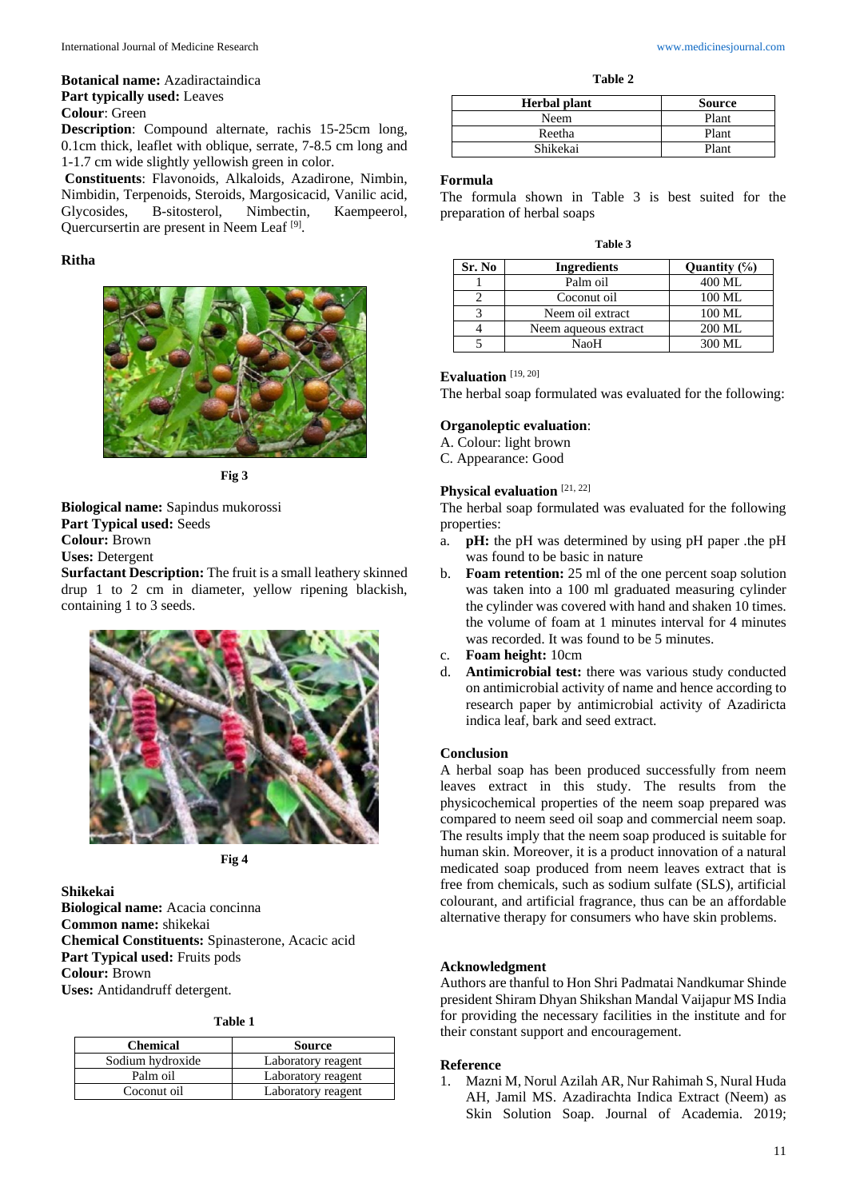**Botanical name:** Azadiractaindica
**Part typically used:** Leaves
**Colour**: Green
**Description**: Compound alternate, rachis 15-25cm long, 0.1cm thick, leaflet with oblique, serrate, 7-8.5 cm long and 1-1.7 cm wide slightly yellowish green in color.
**Constituents**: Flavonoids, Alkaloids, Azadirone, Nimbin, Nimbidin, Terpenoids, Steroids, Margosicacid, Vanilic acid, Glycosides, B-sitosterol, Nimbectin, Kaempeerol, Quercursertin are present in Neem Leaf [9].

**Ritha**

Fig 3

**Biological name:** Sapindus mukorossi
**Part Typical used:** Seeds
**Colour:** Brown
**Uses:** Detergent
**Surfactant Description:** The fruit is a small leathery skinned drup 1 to 2 cm in diameter, yellow ripening blackish, containing 1 to 3 seeds.

Fig 4

**Shikekai**
**Biological name:** Acacia concinna
**Common name:** shikekai
**Chemical Constituents:** Spinasterone, Acacic acid
**Part Typical used:** Fruits pods
**Colour:** Brown
**Uses:** Antidandruff detergent.

**Table 1**

| Chemical | Source |
|---|---|
| Sodium hydroxide | Laboratory reagent |
| Palm oil | Laboratory reagent |
| Coconut oil | Laboratory reagent |

**Table 2**

| Herbal plant | Source |
|---|---|
| Neem | Plant |
| Reetha | Plant |
| Shikekai | Plant |

**Formula**

The formula shown in Table 3 is best suited for the preparation of herbal soaps

**Table 3**

| Sr. No | Ingredients | Quantity (%) |
|---|---|---|
| 1 | Palm oil | 400 ML |
| 2 | Coconut oil | 100 ML |
| 3 | Neem oil extract | 100 ML |
| 4 | Neem aqueous extract | 200 ML |
| 5 | NaoH | 300 ML |

**Evaluation** [19, 20]

The herbal soap formulated was evaluated for the following:

**Organoleptic evaluation**:
A. Colour: light brown
C. Appearance: Good

**Physical evaluation** [21, 22]

The herbal soap formulated was evaluated for the following properties:

a. **pH:** the pH was determined by using pH paper .the pH was found to be basic in nature
b. **Foam retention:** 25 ml of the one percent soap solution was taken into a 100 ml graduated measuring cylinder the cylinder was covered with hand and shaken 10 times. the volume of foam at 1 minutes interval for 4 minutes was recorded. It was found to be 5 minutes.
c. **Foam height:** 10cm
d. **Antimicrobial test:** there was various study conducted on antimicrobial activity of name and hence according to research paper by antimicrobial activity of Azadiricta indica leaf, bark and seed extract.

**Conclusion**

A herbal soap has been produced successfully from neem leaves extract in this study. The results from the physicochemical properties of the neem soap prepared was compared to neem seed oil soap and commercial neem soap. The results imply that the neem soap produced is suitable for human skin. Moreover, it is a product innovation of a natural medicated soap produced from neem leaves extract that is free from chemicals, such as sodium sulfate (SLS), artificial colourant, and artificial fragrance, thus can be an affordable alternative therapy for consumers who have skin problems.

**Acknowledgment**

Authors are thanful to Hon Shri Padmatai Nandkumar Shinde president Shiram Dhyan Shikshan Mandal Vaijapur MS India for providing the necessary facilities in the institute and for their constant support and encouragement.

**Reference**

1. Mazni M, Norul Azilah AR, Nur Rahimah S, Nural Huda AH, Jamil MS. Azadirachta Indica Extract (Neem) as Skin Solution Soap. Journal of Academia. 2019;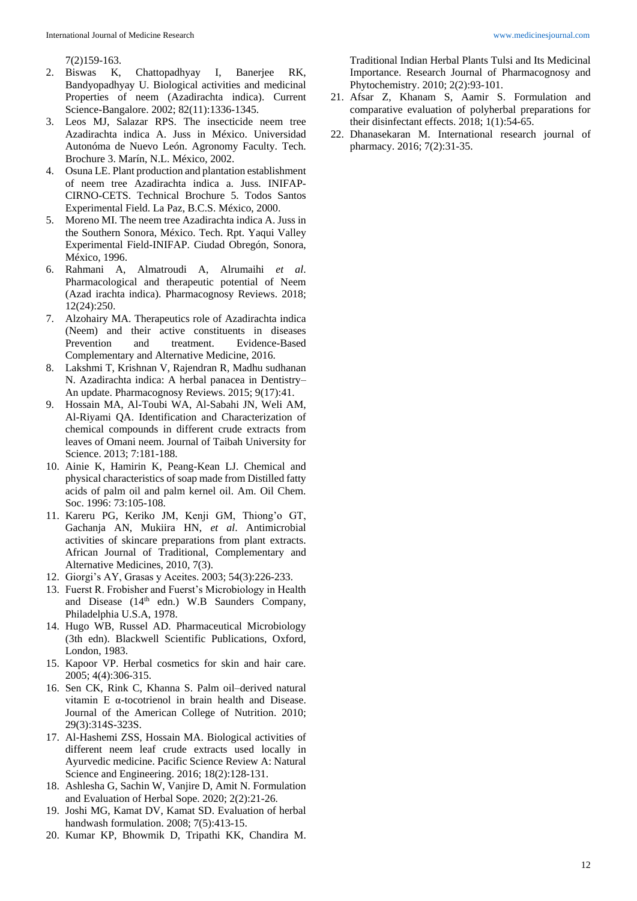7(2)159-163.

2. Biswas K, Chattopadhyay I, Banerjee RK, Bandyopadhyay U. Biological activities and medicinal Properties of neem (Azadirachta indica). Current Science-Bangalore. 2002; 82(11):1336-1345.
3. Leos MJ, Salazar RPS. The insecticide neem tree Azadirachta indica A. Juss in México. Universidad Autonóma de Nuevo León. Agronomy Faculty. Tech. Brochure 3. Marín, N.L. México, 2002.
4. Osuna LE. Plant production and plantation establishment of neem tree Azadirachta indica a. Juss. INIFAP-CIRNO-CETS. Technical Brochure 5. Todos Santos Experimental Field. La Paz, B.C.S. México, 2000.
5. Moreno MI. The neem tree Azadirachta indica A. Juss in the Southern Sonora, México. Tech. Rpt. Yaqui Valley Experimental Field-INIFAP. Ciudad Obregón, Sonora, México, 1996.
6. Rahmani A, Almatroudi A, Alrumaihi *et al*. Pharmacological and therapeutic potential of Neem (Azad irachta indica). Pharmacognosy Reviews. 2018; 12(24):250.
7. Alzohairy MA. Therapeutics role of Azadirachta indica (Neem) and their active constituents in diseases Prevention and treatment. Evidence-Based Complementary and Alternative Medicine, 2016.
8. Lakshmi T, Krishnan V, Rajendran R, Madhu sudhanan N. Azadirachta indica: A herbal panacea in Dentistry–An update. Pharmacognosy Reviews. 2015; 9(17):41.
9. Hossain MA, Al-Toubi WA, Al-Sabahi JN, Weli AM, Al-Riyami QA. Identification and Characterization of chemical compounds in different crude extracts from leaves of Omani neem. Journal of Taibah University for Science. 2013; 7:181-188.
10. Ainie K, Hamirin K, Peang-Kean LJ. Chemical and physical characteristics of soap made from Distilled fatty acids of palm oil and palm kernel oil. Am. Oil Chem. Soc. 1996: 73:105-108.
11. Kareru PG, Keriko JM, Kenji GM, Thiong'o GT, Gachanja AN, Mukiira HN, *et al*. Antimicrobial activities of skincare preparations from plant extracts. African Journal of Traditional, Complementary and Alternative Medicines, 2010, 7(3).
12. Giorgi's AY, Grasas y Aceites. 2003; 54(3):226-233.
13. Fuerst R. Frobisher and Fuerst's Microbiology in Health and Disease (14th edn.) W.B Saunders Company, Philadelphia U.S.A, 1978.
14. Hugo WB, Russel AD. Pharmaceutical Microbiology (3th edn). Blackwell Scientific Publications, Oxford, London, 1983.
15. Kapoor VP. Herbal cosmetics for skin and hair care. 2005; 4(4):306-315.
16. Sen CK, Rink C, Khanna S. Palm oil–derived natural vitamin E α-tocotrienol in brain health and Disease. Journal of the American College of Nutrition. 2010; 29(3):314S-323S.
17. Al-Hashemi ZSS, Hossain MA. Biological activities of different neem leaf crude extracts used locally in Ayurvedic medicine. Pacific Science Review A: Natural Science and Engineering. 2016; 18(2):128-131.
18. Ashlesha G, Sachin W, Vanjire D, Amit N. Formulation and Evaluation of Herbal Sope. 2020; 2(2):21-26.
19. Joshi MG, Kamat DV, Kamat SD. Evaluation of herbal handwash formulation. 2008; 7(5):413-15.
20. Kumar KP, Bhowmik D, Tripathi KK, Chandira M. Traditional Indian Herbal Plants Tulsi and Its Medicinal Importance. Research Journal of Pharmacognosy and Phytochemistry. 2010; 2(2):93-101.
21. Afsar Z, Khanam S, Aamir S. Formulation and comparative evaluation of polyherbal preparations for their disinfectant effects. 2018; 1(1):54-65.
22. Dhanasekaran M. International research journal of pharmacy. 2016; 7(2):31-35.